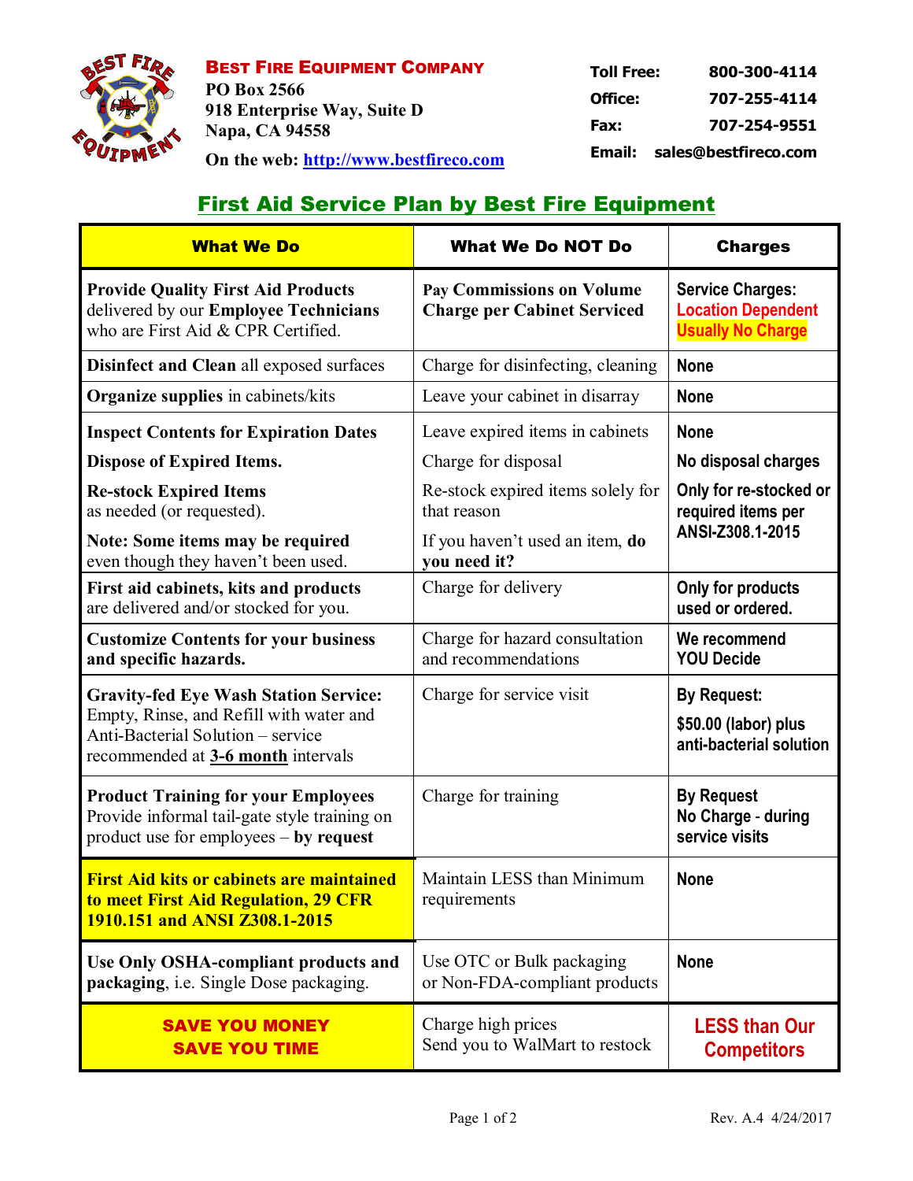**BEST FIRE EQUIPMENT COMPANY**
PO Box 2566
918 Enterprise Way, Suite D
Napa, CA 94558

On the web: http://www.bestfireco.com

| | |
|---|---|
| Toll Free: | 800-300-4114 |
| Office: | 707-255-4114 |
| Fax: | 707-254-9551 |
| Email: | sales@bestfireco.com |

# First Aid Service Plan by Best Fire Equipment

| What We Do | What We Do NOT Do | Charges |
|---|---|---|
| **Provide Quality First Aid Products** delivered by our **Employee Technicians** who are First Aid & CPR Certified. | **Pay Commissions on Volume Charge per Cabinet Serviced** | Service Charges: Location Dependent Usually No Charge |
| **Disinfect and Clean** all exposed surfaces | Charge for disinfecting, cleaning | None |
| **Organize supplies** in cabinets/kits | Leave your cabinet in disarray | None |
| **Inspect Contents for Expiration Dates** | Leave expired items in cabinets | None |
| **Dispose of Expired Items.** | Charge for disposal | No disposal charges |
| **Re-stock Expired Items** as needed (or requested). | Re-stock expired items solely for that reason | Only for re-stocked or required items per ANSI-Z308.1-2015 |
| **Note: Some items may be required** even though they haven't been used. | If you haven't used an item, **do you need it?** | |
| **First aid cabinets, kits and products** are delivered and/or stocked for you. | Charge for delivery | Only for products used or ordered. |
| **Customize Contents for your business and specific hazards.** | Charge for hazard consultation and recommendations | We recommend YOU Decide |
| **Gravity-fed Eye Wash Station Service:** Empty, Rinse, and Refill with water and Anti-Bacterial Solution – service recommended at **3-6 month** intervals | Charge for service visit | By Request: $50.00 (labor) plus anti-bacterial solution |
| **Product Training for your Employees** Provide informal tail-gate style training on product use for employees – **by request** | Charge for training | By Request No Charge - during service visits |
| **First Aid kits or cabinets are maintained to meet First Aid Regulation, 29 CFR 1910.151 and ANSI Z308.1-2015** | Maintain LESS than Minimum requirements | None |
| **Use Only OSHA-compliant products and packaging**, i.e. Single Dose packaging. | Use OTC or Bulk packaging or Non-FDA-compliant products | None |
| **SAVE YOU MONEY SAVE YOU TIME** | Charge high prices Send you to WalMart to restock | LESS than Our Competitors |

Rev. A.4 4/24/2017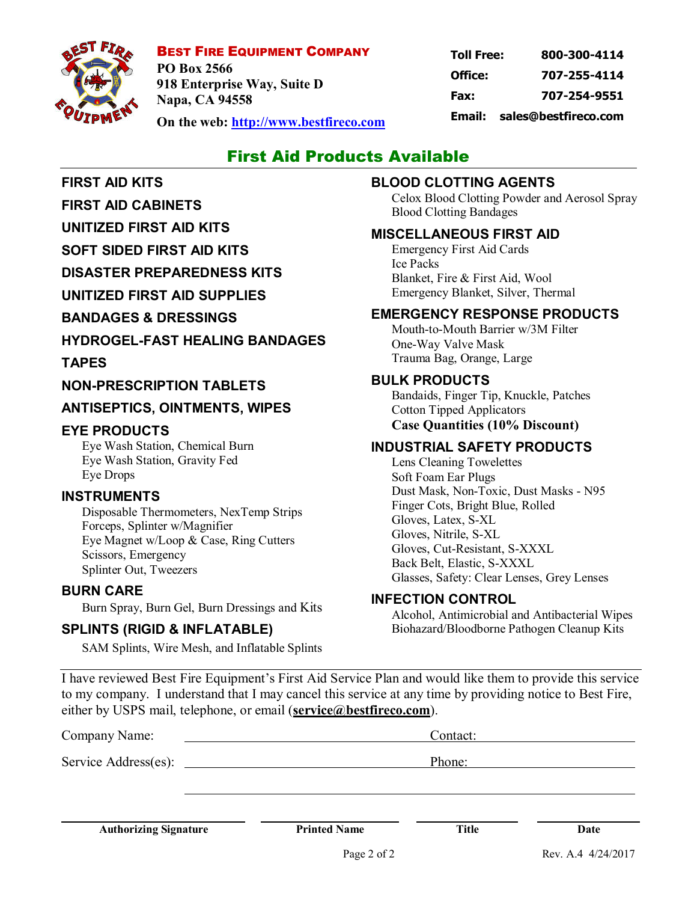**BEST FIRE EQUIPMENT COMPANY**
**PO Box 2566**
**918 Enterprise Way, Suite D**
**Napa, CA 94558**

**On the web: http://www.bestfireco.com**

| | |
|---|---|
| **Toll Free:** | **800-300-4114** |
| **Office:** | **707-255-4114** |
| **Fax:** | **707-254-9551** |
| **Email:** | **sales@bestfireco.com** |

# First Aid Products Available

## FIRST AID KITS

## FIRST AID CABINETS

## UNITIZED FIRST AID KITS

## SOFT SIDED FIRST AID KITS

## DISASTER PREPAREDNESS KITS

## UNITIZED FIRST AID SUPPLIES

## BANDAGES & DRESSINGS

## HYDROGEL-FAST HEALING BANDAGES

## TAPES

## NON-PRESCRIPTION TABLETS

## ANTISEPTICS, OINTMENTS, WIPES

## EYE PRODUCTS

Eye Wash Station, Chemical Burn
Eye Wash Station, Gravity Fed
Eye Drops

## INSTRUMENTS

Disposable Thermometers, NexTemp Strips
Forceps, Splinter w/Magnifier
Eye Magnet w/Loop & Case, Ring Cutters
Scissors, Emergency
Splinter Out, Tweezers

## BURN CARE

Burn Spray, Burn Gel, Burn Dressings and Kits

## SPLINTS (RIGID & INFLATABLE)

SAM Splints, Wire Mesh, and Inflatable Splints

## BLOOD CLOTTING AGENTS

Celox Blood Clotting Powder and Aerosol Spray
Blood Clotting Bandages

## MISCELLANEOUS FIRST AID

Emergency First Aid Cards
Ice Packs
Blanket, Fire & First Aid, Wool
Emergency Blanket, Silver, Thermal

## EMERGENCY RESPONSE PRODUCTS

Mouth-to-Mouth Barrier w/3M Filter
One-Way Valve Mask
Trauma Bag, Orange, Large

## BULK PRODUCTS

Bandaids, Finger Tip, Knuckle, Patches
Cotton Tipped Applicators
**Case Quantities (10% Discount)**

## INDUSTRIAL SAFETY PRODUCTS

Lens Cleaning Towelettes
Soft Foam Ear Plugs
Dust Mask, Non-Toxic, Dust Masks - N95
Finger Cots, Bright Blue, Rolled
Gloves, Latex, S-XL
Gloves, Nitrile, S-XL
Gloves, Cut-Resistant, S-XXXL
Back Belt, Elastic, S-XXXL
Glasses, Safety: Clear Lenses, Grey Lenses

## INFECTION CONTROL

Alcohol, Antimicrobial and Antibacterial Wipes
Biohazard/Bloodborne Pathogen Cleanup Kits

---

I have reviewed Best Fire Equipment's First Aid Service Plan and would like them to provide this service to my company. I understand that I may cancel this service at any time by providing notice to Best Fire, either by USPS mail, telephone, or email (**service@bestfireco.com**).

Company Name: ______________________ Contact: ______________________

Service Address(es): ______________________ Phone: ______________________

______________________________________________

| **Authorizing Signature** | **Printed Name** | **Title** | **Date** |
|---|---|---|---|

Rev. A.4 4/24/2017